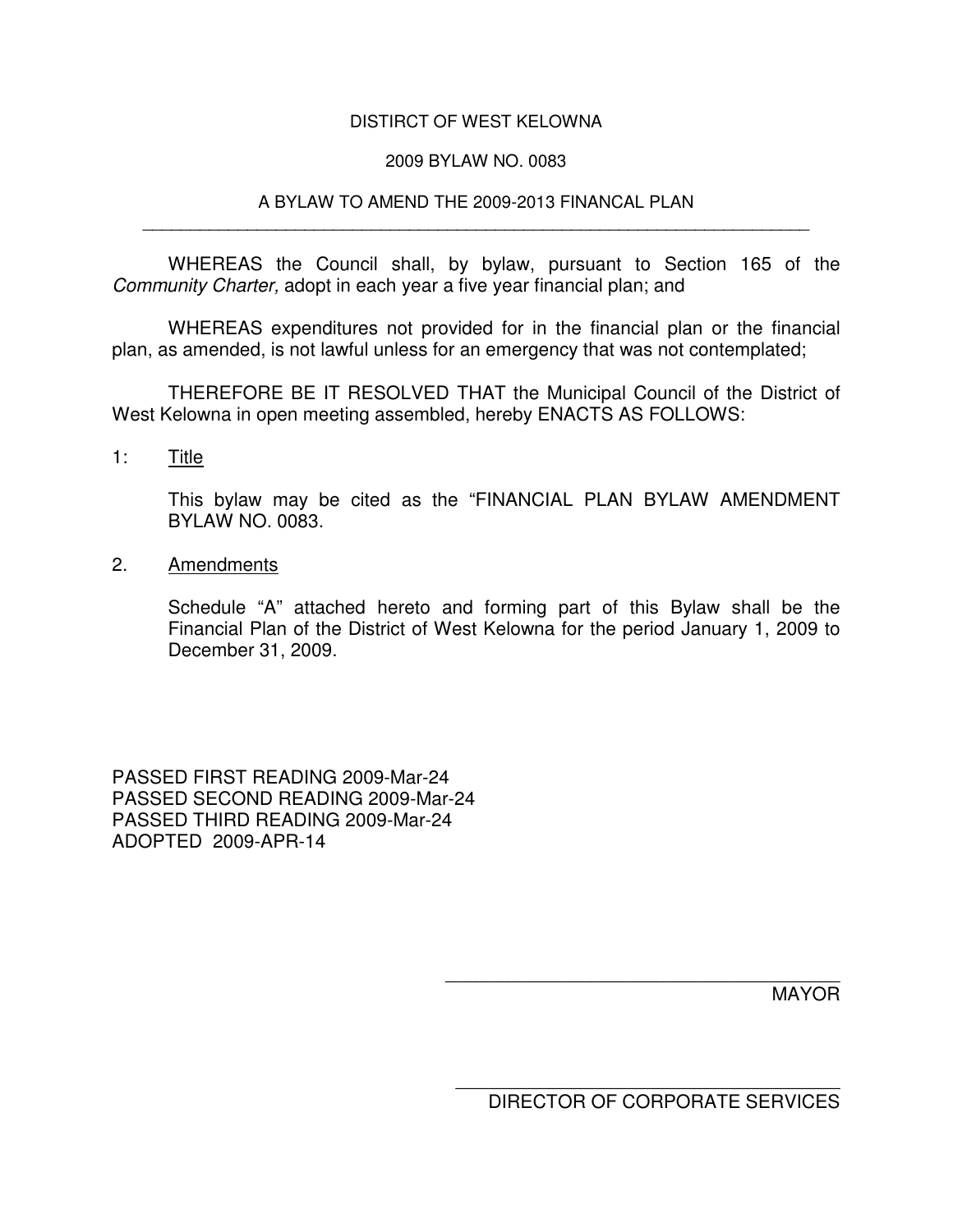DISTIRCT OF WEST KELOWNA

2009 BYLAW NO. 0083

A BYLAW TO AMEND THE 2009-2013 FINANCAL PLAN

---

WHEREAS the Council shall, by bylaw, pursuant to Section 165 of the *Community Charter,* adopt in each year a five year financial plan; and

WHEREAS expenditures not provided for in the financial plan or the financial plan, as amended, is not lawful unless for an emergency that was not contemplated;

THEREFORE BE IT RESOLVED THAT the Municipal Council of the District of West Kelowna in open meeting assembled, hereby ENACTS AS FOLLOWS:

1: Title

This bylaw may be cited as the "FINANCIAL PLAN BYLAW AMENDMENT BYLAW NO. 0083.

2. Amendments

Schedule "A" attached hereto and forming part of this Bylaw shall be the Financial Plan of the District of West Kelowna for the period January 1, 2009 to December 31, 2009.

PASSED FIRST READING 2009-Mar-24
PASSED SECOND READING 2009-Mar-24
PASSED THIRD READING 2009-Mar-24
ADOPTED 2009-APR-14

\_\_\_\_\_\_\_\_\_\_\_\_\_\_\_\_\_\_\_\_\_\_\_\_\_\_\_\_\_\_\_\_\_\_\_\_
MAYOR

\_\_\_\_\_\_\_\_\_\_\_\_\_\_\_\_\_\_\_\_\_\_\_\_\_\_\_\_\_\_\_\_\_\_\_\_
DIRECTOR OF CORPORATE SERVICES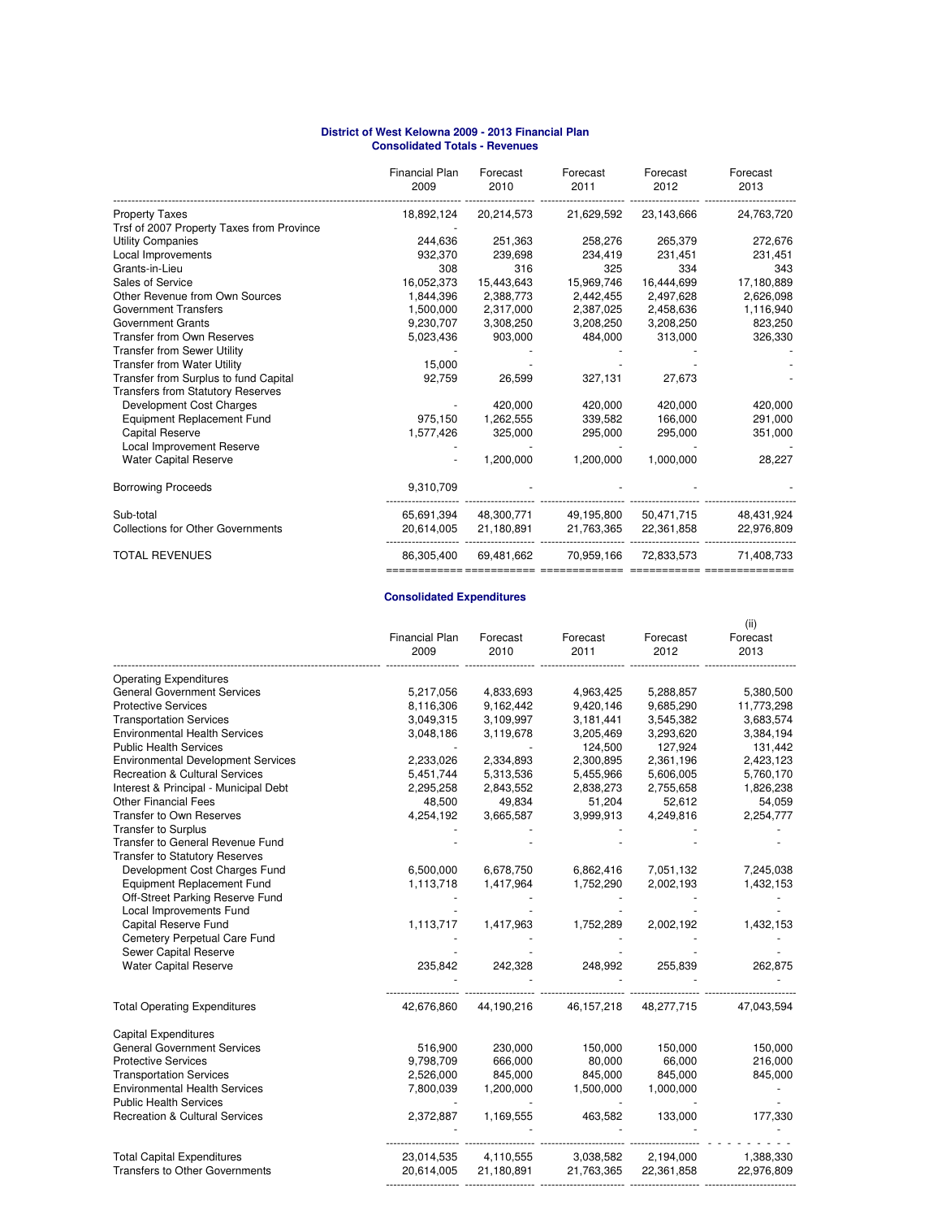# District of West Kelowna 2009 - 2013 Financial Plan

## Consolidated Totals - Revenues

| | Financial Plan 2009 | Forecast 2010 | Forecast 2011 | Forecast 2012 | Forecast 2013 |
|---|---|---|---|---|---|
| Property Taxes | 18,892,124 | 20,214,573 | 21,629,592 | 23,143,666 | 24,763,720 |
| Trsf of 2007 Property Taxes from Province | - | | | | |
| Utility Companies | 244,636 | 251,363 | 258,276 | 265,379 | 272,676 |
| Local Improvements | 932,370 | 239,698 | 234,419 | 231,451 | 231,451 |
| Grants-in-Lieu | 308 | 316 | 325 | 334 | 343 |
| Sales of Service | 16,052,373 | 15,443,643 | 15,969,746 | 16,444,699 | 17,180,889 |
| Other Revenue from Own Sources | 1,844,396 | 2,388,773 | 2,442,455 | 2,497,628 | 2,626,098 |
| Government Transfers | 1,500,000 | 2,317,000 | 2,387,025 | 2,458,636 | 1,116,940 |
| Government Grants | 9,230,707 | 3,308,250 | 3,208,250 | 3,208,250 | 823,250 |
| Transfer from Own Reserves | 5,023,436 | 903,000 | 484,000 | 313,000 | 326,330 |
| Transfer from Sewer Utility | - | - | - | - | - |
| Transfer from Water Utility | 15,000 | - | - | - | - |
| Transfer from Surplus to fund Capital | 92,759 | 26,599 | 327,131 | 27,673 | - |
| Transfers from Statutory Reserves | | | | | |
| Development Cost Charges | - | 420,000 | 420,000 | 420,000 | 420,000 |
| Equipment Replacement Fund | 975,150 | 1,262,555 | 339,582 | 166,000 | 291,000 |
| Capital Reserve | 1,577,426 | 325,000 | 295,000 | 295,000 | 351,000 |
| Local Improvement Reserve | - | - | - | - | - |
| Water Capital Reserve | - | 1,200,000 | 1,200,000 | 1,000,000 | 28,227 |
| Borrowing Proceeds | 9,310,709 | - | - | - | - |
| Sub-total | 65,691,394 | 48,300,771 | 49,195,800 | 50,471,715 | 48,431,924 |
| Collections for Other Governments | 20,614,005 | 21,180,891 | 21,763,365 | 22,361,858 | 22,976,809 |
| TOTAL REVENUES | 86,305,400 | 69,481,662 | 70,959,166 | 72,833,573 | 71,408,733 |

## Consolidated Expenditures

| | Financial Plan 2009 | Forecast 2010 | Forecast 2011 | Forecast 2012 | (ii) Forecast 2013 |
|---|---|---|---|---|---|
| Operating Expenditures | | | | | |
| General Government Services | 5,217,056 | 4,833,693 | 4,963,425 | 5,288,857 | 5,380,500 |
| Protective Services | 8,116,306 | 9,162,442 | 9,420,146 | 9,685,290 | 11,773,298 |
| Transportation Services | 3,049,315 | 3,109,997 | 3,181,441 | 3,545,382 | 3,683,574 |
| Environmental Health Services | 3,048,186 | 3,119,678 | 3,205,469 | 3,293,620 | 3,384,194 |
| Public Health Services | - | - | 124,500 | 127,924 | 131,442 |
| Environmental Development Services | 2,233,026 | 2,334,893 | 2,300,895 | 2,361,196 | 2,423,123 |
| Recreation & Cultural Services | 5,451,744 | 5,313,536 | 5,455,966 | 5,606,005 | 5,760,170 |
| Interest & Principal - Municipal Debt | 2,295,258 | 2,843,552 | 2,838,273 | 2,755,658 | 1,826,238 |
| Other Financial Fees | 48,500 | 49,834 | 51,204 | 52,612 | 54,059 |
| Transfer to Own Reserves | 4,254,192 | 3,665,587 | 3,999,913 | 4,249,816 | 2,254,777 |
| Transfer to Surplus | - | - | - | - | - |
| Transfer to General Revenue Fund | - | - | - | - | - |
| Transfer to Statutory Reserves | | | | | |
| Development Cost Charges Fund | 6,500,000 | 6,678,750 | 6,862,416 | 7,051,132 | 7,245,038 |
| Equipment Replacement Fund | 1,113,718 | 1,417,964 | 1,752,290 | 2,002,193 | 1,432,153 |
| Off-Street Parking Reserve Fund | - | - | - | - | - |
| Local Improvements Fund | - | - | - | - | - |
| Capital Reserve Fund | 1,113,717 | 1,417,963 | 1,752,289 | 2,002,192 | 1,432,153 |
| Cemetery Perpetual Care Fund | - | - | - | - | - |
| Sewer Capital Reserve | - | - | - | - | - |
| Water Capital Reserve | 235,842 | 242,328 | 248,992 | 255,839 | 262,875 |
| | - | - | - | - | - |
| Total Operating Expenditures | 42,676,860 | 44,190,216 | 46,157,218 | 48,277,715 | 47,043,594 |
| Capital Expenditures | | | | | |
| General Government Services | 516,900 | 230,000 | 150,000 | 150,000 | 150,000 |
| Protective Services | 9,798,709 | 666,000 | 80,000 | 66,000 | 216,000 |
| Transportation Services | 2,526,000 | 845,000 | 845,000 | 845,000 | 845,000 |
| Environmental Health Services | 7,800,039 | 1,200,000 | 1,500,000 | 1,000,000 | - |
| Public Health Services | - | - | - | - | - |
| Recreation & Cultural Services | 2,372,887 | 1,169,555 | 463,582 | 133,000 | 177,330 |
| | - | - | - | - | - |
| Total Capital Expenditures | 23,014,535 | 4,110,555 | 3,038,582 | 2,194,000 | 1,388,330 |
| Transfers to Other Governments | 20,614,005 | 21,180,891 | 21,763,365 | 22,361,858 | 22,976,809 |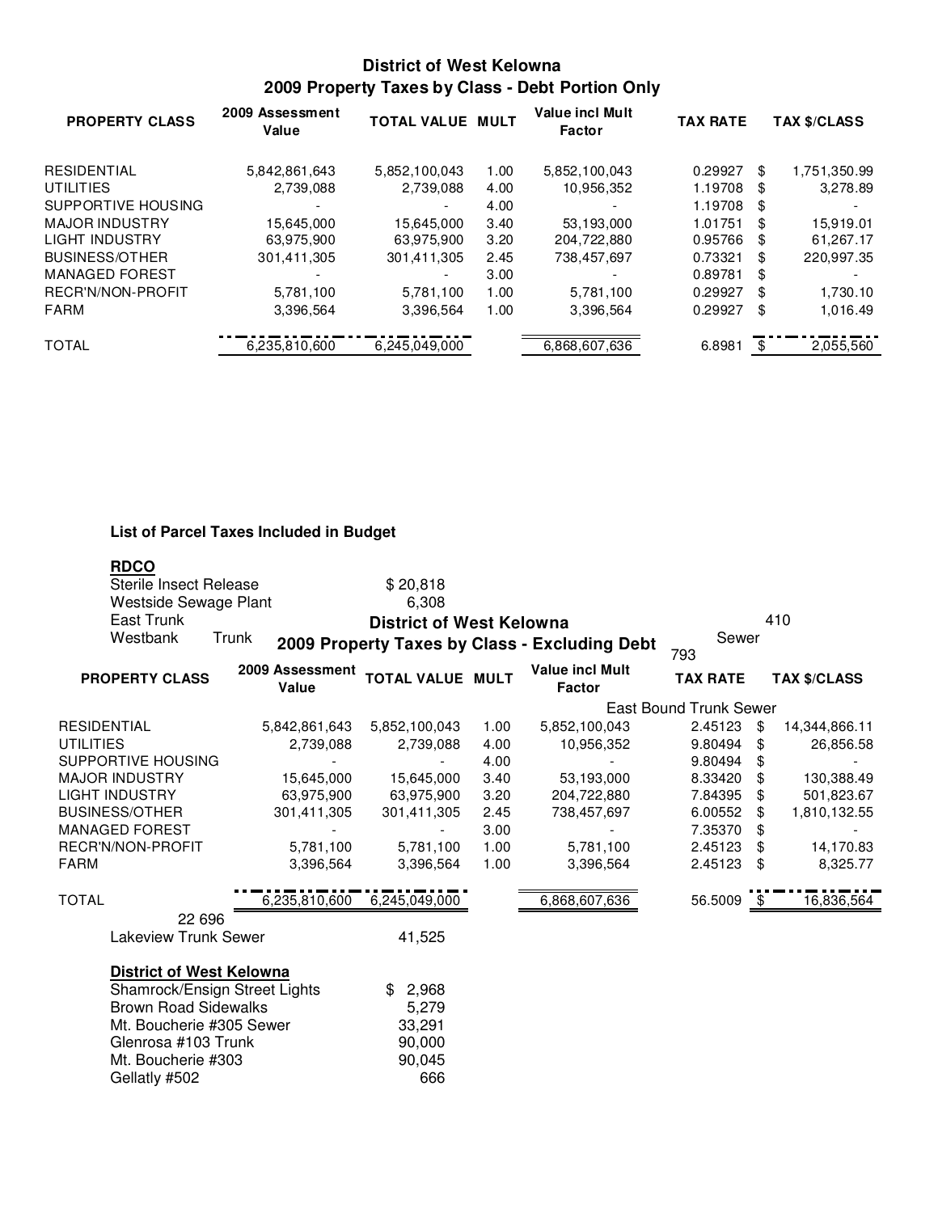## District of West Kelowna
## 2009 Property Taxes by Class - Debt Portion Only

| PROPERTY CLASS | 2009 Assessment Value | TOTAL VALUE | MULT | Value incl Mult Factor | TAX RATE | | TAX $/CLASS |
|---|---|---|---|---|---|---|---|
| RESIDENTIAL | 5,842,861,643 | 5,852,100,043 | 1.00 | 5,852,100,043 | 0.29927 | $ | 1,751,350.99 |
| UTILITIES | 2,739,088 | 2,739,088 | 4.00 | 10,956,352 | 1.19708 | $ | 3,278.89 |
| SUPPORTIVE HOUSING | - | - | 4.00 | - | 1.19708 | $ | - |
| MAJOR INDUSTRY | 15,645,000 | 15,645,000 | 3.40 | 53,193,000 | 1.01751 | $ | 15,919.01 |
| LIGHT INDUSTRY | 63,975,900 | 63,975,900 | 3.20 | 204,722,880 | 0.95766 | $ | 61,267.17 |
| BUSINESS/OTHER | 301,411,305 | 301,411,305 | 2.45 | 738,457,697 | 0.73321 | $ | 220,997.35 |
| MANAGED FOREST | - | - | 3.00 | - | 0.89781 | $ | - |
| RECR'N/NON-PROFIT | 5,781,100 | 5,781,100 | 1.00 | 5,781,100 | 0.29927 | $ | 1,730.10 |
| FARM | 3,396,564 | 3,396,564 | 1.00 | 3,396,564 | 0.29927 | $ | 1,016.49 |
| TOTAL | 6,235,810,600 | 6,245,049,000 | | 6,868,607,636 | 6.8981 | $ | 2,055,560 |

### List of Parcel Taxes Included in Budget

**RDCO**

- Sterile Insect Release $20,818
- Westside Sewage Plant 6,308
- East Trunk 410
- Westbank Trunk Sewer 793
- East Bound Trunk Sewer 22 696
- Lakeview Trunk Sewer 41,525

**District of West Kelowna**

- Shamrock/Ensign Street Lights $ 2,968
- Brown Road Sidewalks 5,279
- Mt. Boucherie #305 Sewer 33,291
- Glenrosa #103 Trunk 90,000
- Mt. Boucherie #303 90,045
- Gellatly #502 666

## District of West Kelowna
## 2009 Property Taxes by Class - Excluding Debt

| PROPERTY CLASS | 2009 Assessment Value | TOTAL VALUE | MULT | Value incl Mult Factor | TAX RATE | | TAX $/CLASS |
|---|---|---|---|---|---|---|---|
| RESIDENTIAL | 5,842,861,643 | 5,852,100,043 | 1.00 | 5,852,100,043 | 2.45123 | $ | 14,344,866.11 |
| UTILITIES | 2,739,088 | 2,739,088 | 4.00 | 10,956,352 | 9.80494 | $ | 26,856.58 |
| SUPPORTIVE HOUSING | - | - | 4.00 | - | 9.80494 | $ | - |
| MAJOR INDUSTRY | 15,645,000 | 15,645,000 | 3.40 | 53,193,000 | 8.33420 | $ | 130,388.49 |
| LIGHT INDUSTRY | 63,975,900 | 63,975,900 | 3.20 | 204,722,880 | 7.84395 | $ | 501,823.67 |
| BUSINESS/OTHER | 301,411,305 | 301,411,305 | 2.45 | 738,457,697 | 6.00552 | $ | 1,810,132.55 |
| MANAGED FOREST | - | - | 3.00 | - | 7.35370 | $ | - |
| RECR'N/NON-PROFIT | 5,781,100 | 5,781,100 | 1.00 | 5,781,100 | 2.45123 | $ | 14,170.83 |
| FARM | 3,396,564 | 3,396,564 | 1.00 | 3,396,564 | 2.45123 | $ | 8,325.77 |
| TOTAL | 6,235,810,600 | 6,245,049,000 | | 6,868,607,636 | 56.5009 | $ | 16,836,564 |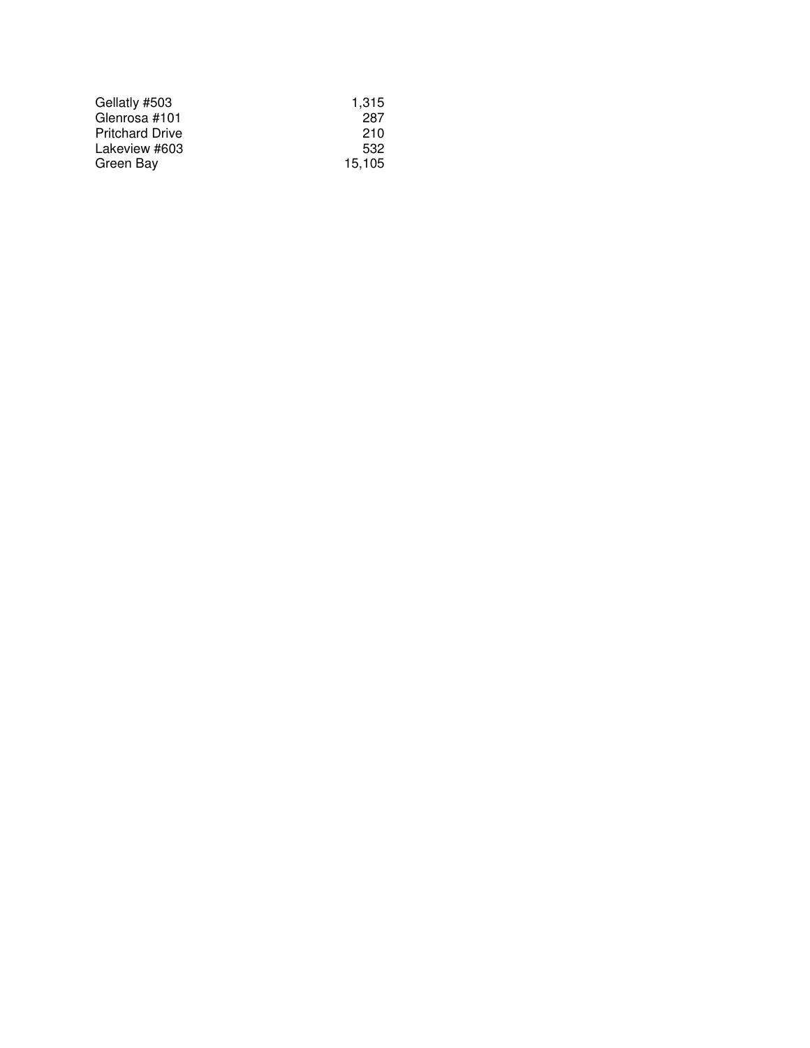| | |
|---|---|
| Gellatly #503 | 1,315 |
| Glenrosa #101 | 287 |
| Pritchard Drive | 210 |
| Lakeview #603 | 532 |
| Green Bay | 15,105 |